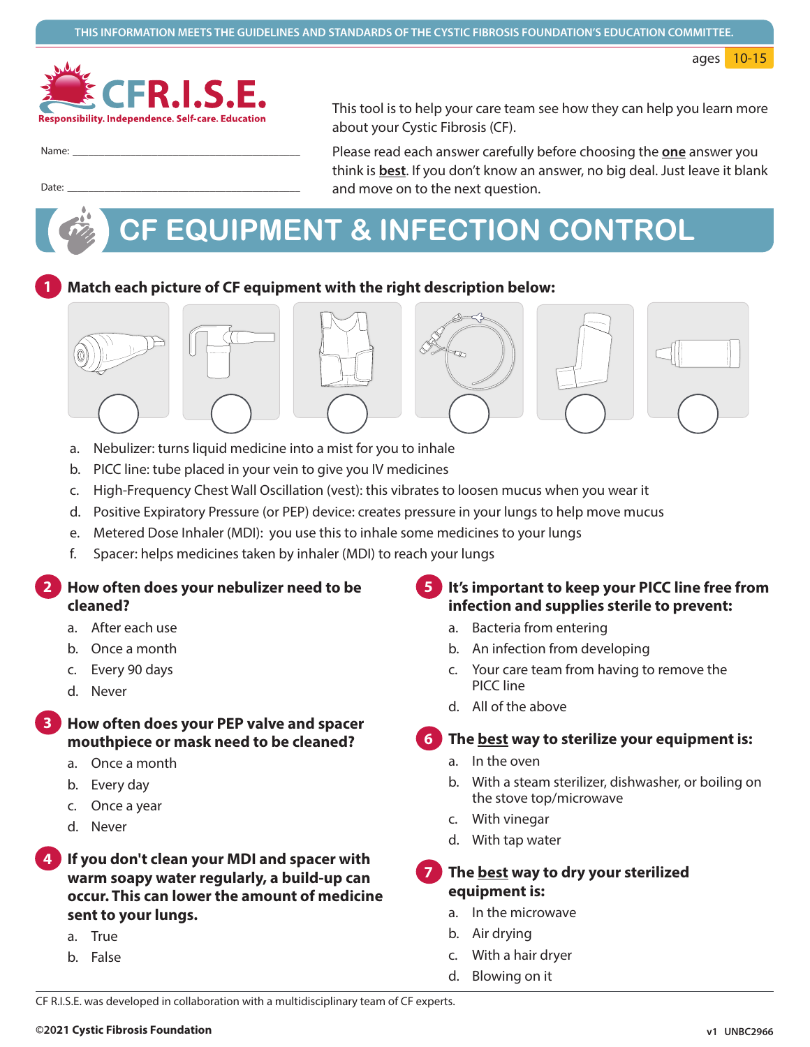THIS INFORMATION MEETS THE GUIDELINES AND STANDARDS OF THE CYSTIC FIBROSIS FOUNDATION'S EDUCATION COMMITTEE.

ages 10-15

**CFR.I.S.E.**
Responsibility. Independence. Self-care. Education

Name: ___________________________________

Date: ___________________________________

This tool is to help your care team see how they can help you learn more about your Cystic Fibrosis (CF).

Please read each answer carefully before choosing the **one** answer you think is **best**. If you don't know an answer, no big deal. Just leave it blank and move on to the next question.

# CF EQUIPMENT & INFECTION CONTROL

**1 Match each picture of CF equipment with the right description below:**

a. Nebulizer: turns liquid medicine into a mist for you to inhale
b. PICC line: tube placed in your vein to give you IV medicines
c. High-Frequency Chest Wall Oscillation (vest): this vibrates to loosen mucus when you wear it
d. Positive Expiratory Pressure (or PEP) device: creates pressure in your lungs to help move mucus
e. Metered Dose Inhaler (MDI): you use this to inhale some medicines to your lungs
f. Spacer: helps medicines taken by inhaler (MDI) to reach your lungs

**2 How often does your nebulizer need to be cleaned?**

a. After each use
b. Once a month
c. Every 90 days
d. Never

**3 How often does your PEP valve and spacer mouthpiece or mask need to be cleaned?**

a. Once a month
b. Every day
c. Once a year
d. Never

**4 If you don't clean your MDI and spacer with warm soapy water regularly, a build-up can occur. This can lower the amount of medicine sent to your lungs.**

a. True
b. False

**5 It's important to keep your PICC line free from infection and supplies sterile to prevent:**

a. Bacteria from entering
b. An infection from developing
c. Your care team from having to remove the PICC line
d. All of the above

**6 The best way to sterilize your equipment is:**

a. In the oven
b. With a steam sterilizer, dishwasher, or boiling on the stove top/microwave
c. With vinegar
d. With tap water

**7 The best way to dry your sterilized equipment is:**

a. In the microwave
b. Air drying
c. With a hair dryer
d. Blowing on it

CF R.I.S.E. was developed in collaboration with a multidisciplinary team of CF experts.

**©2021 Cystic Fibrosis Foundation** v1 UNBC2966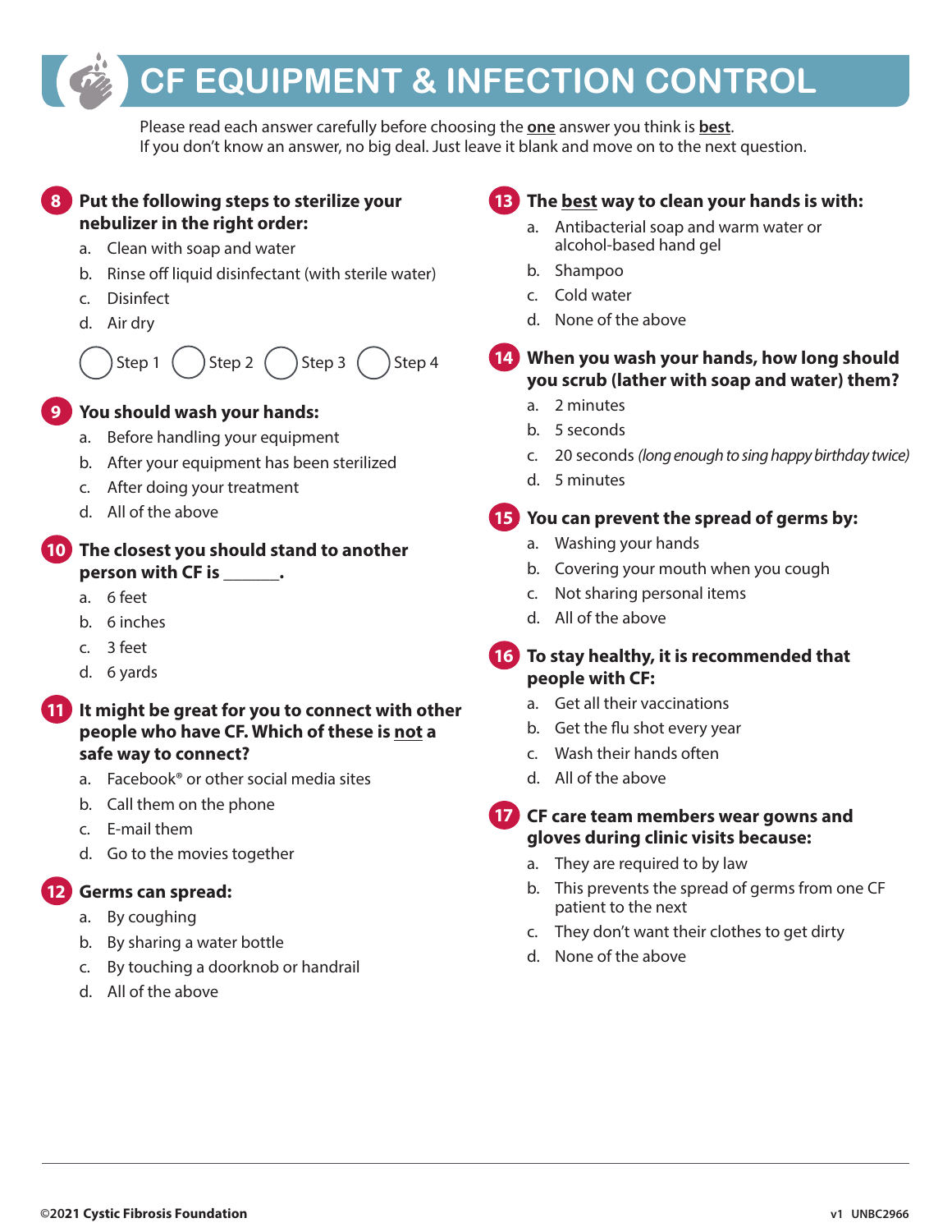# CF EQUIPMENT & INFECTION CONTROL

Please read each answer carefully before choosing the **one** answer you think is **best**.
If you don't know an answer, no big deal. Just leave it blank and move on to the next question.

**8. Put the following steps to sterilize your nebulizer in the right order:**

a. Clean with soap and water
b. Rinse off liquid disinfectant (with sterile water)
c. Disinfect
d. Air dry

◯ Step 1 ◯ Step 2 ◯ Step 3 ◯ Step 4

**9. You should wash your hands:**

a. Before handling your equipment
b. After your equipment has been sterilized
c. After doing your treatment
d. All of the above

**10. The closest you should stand to another person with CF is ______.**

a. 6 feet
b. 6 inches
c. 3 feet
d. 6 yards

**11. It might be great for you to connect with other people who have CF. Which of these is not a safe way to connect?**

a. Facebook® or other social media sites
b. Call them on the phone
c. E-mail them
d. Go to the movies together

**12. Germs can spread:**

a. By coughing
b. By sharing a water bottle
c. By touching a doorknob or handrail
d. All of the above

**13. The best way to clean your hands is with:**

a. Antibacterial soap and warm water or alcohol-based hand gel
b. Shampoo
c. Cold water
d. None of the above

**14. When you wash your hands, how long should you scrub (lather with soap and water) them?**

a. 2 minutes
b. 5 seconds
c. 20 seconds *(long enough to sing happy birthday twice)*
d. 5 minutes

**15. You can prevent the spread of germs by:**

a. Washing your hands
b. Covering your mouth when you cough
c. Not sharing personal items
d. All of the above

**16. To stay healthy, it is recommended that people with CF:**

a. Get all their vaccinations
b. Get the flu shot every year
c. Wash their hands often
d. All of the above

**17. CF care team members wear gowns and gloves during clinic visits because:**

a. They are required to by law
b. This prevents the spread of germs from one CF patient to the next
c. They don't want their clothes to get dirty
d. None of the above

©2021 Cystic Fibrosis Foundation v1 UNBC2966